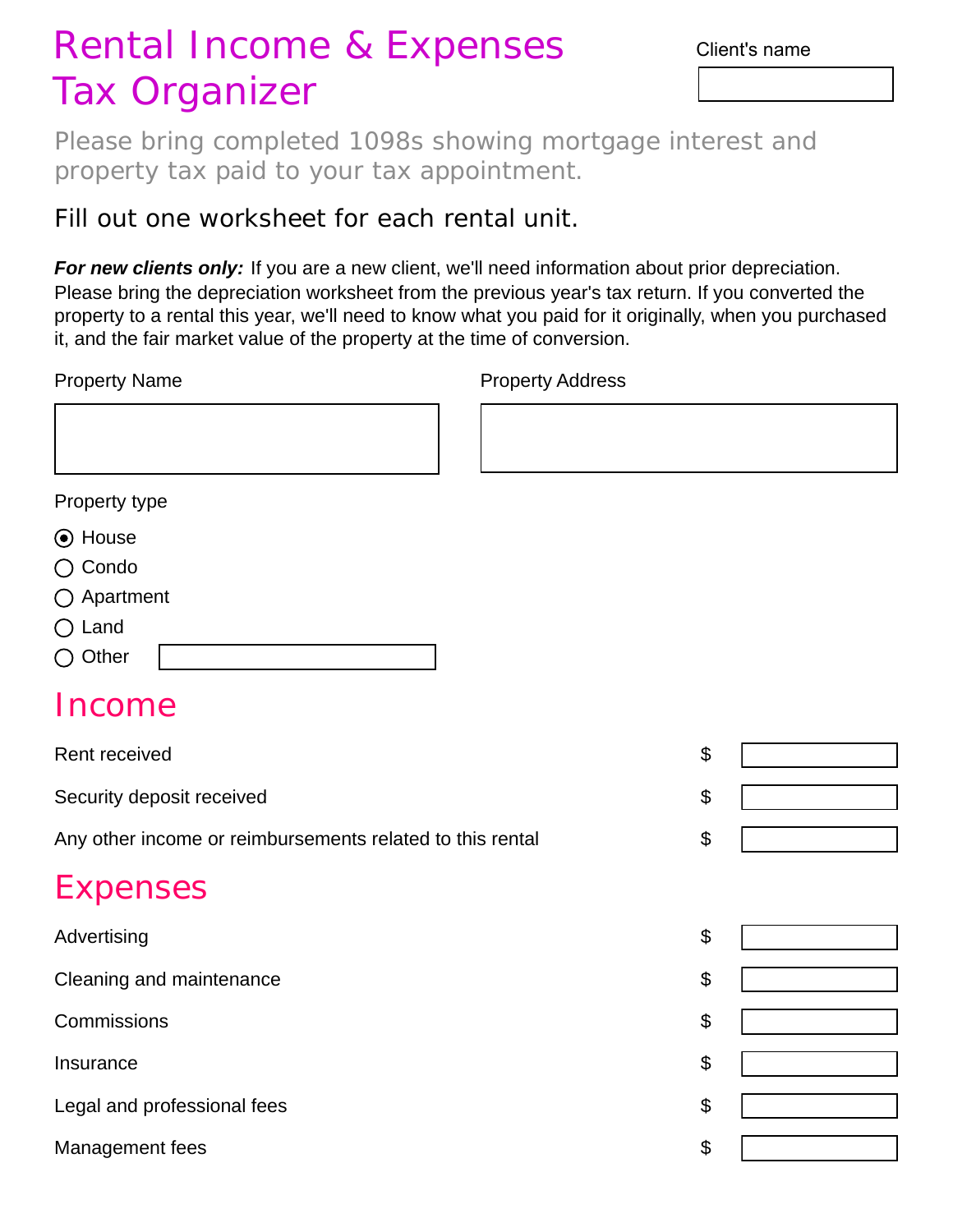# Rental Income & Expenses Tax Organizer

Client's name

Please bring completed 1098s showing mortgage interest and property tax paid to your tax appointment.

Fill out one worksheet for each rental unit.

***For new clients only:*** If you are a new client, we'll need information about prior depreciation. Please bring the depreciation worksheet from the previous year's tax return. If you converted the property to a rental this year, we'll need to know what you paid for it originally, when you purchased it, and the fair market value of the property at the time of conversion.

Property Name

Property Address

Property type

- (●) House
- ( ) Condo
- ( ) Apartment
- ( ) Land
- ( ) Other

## Income

| | |
|---|---|
| Rent received | $ |
| Security deposit received | $ |
| Any other income or reimbursements related to this rental | $ |

## Expenses

| | |
|---|---|
| Advertising | $ |
| Cleaning and maintenance | $ |
| Commissions | $ |
| Insurance | $ |
| Legal and professional fees | $ |
| Management fees | $ |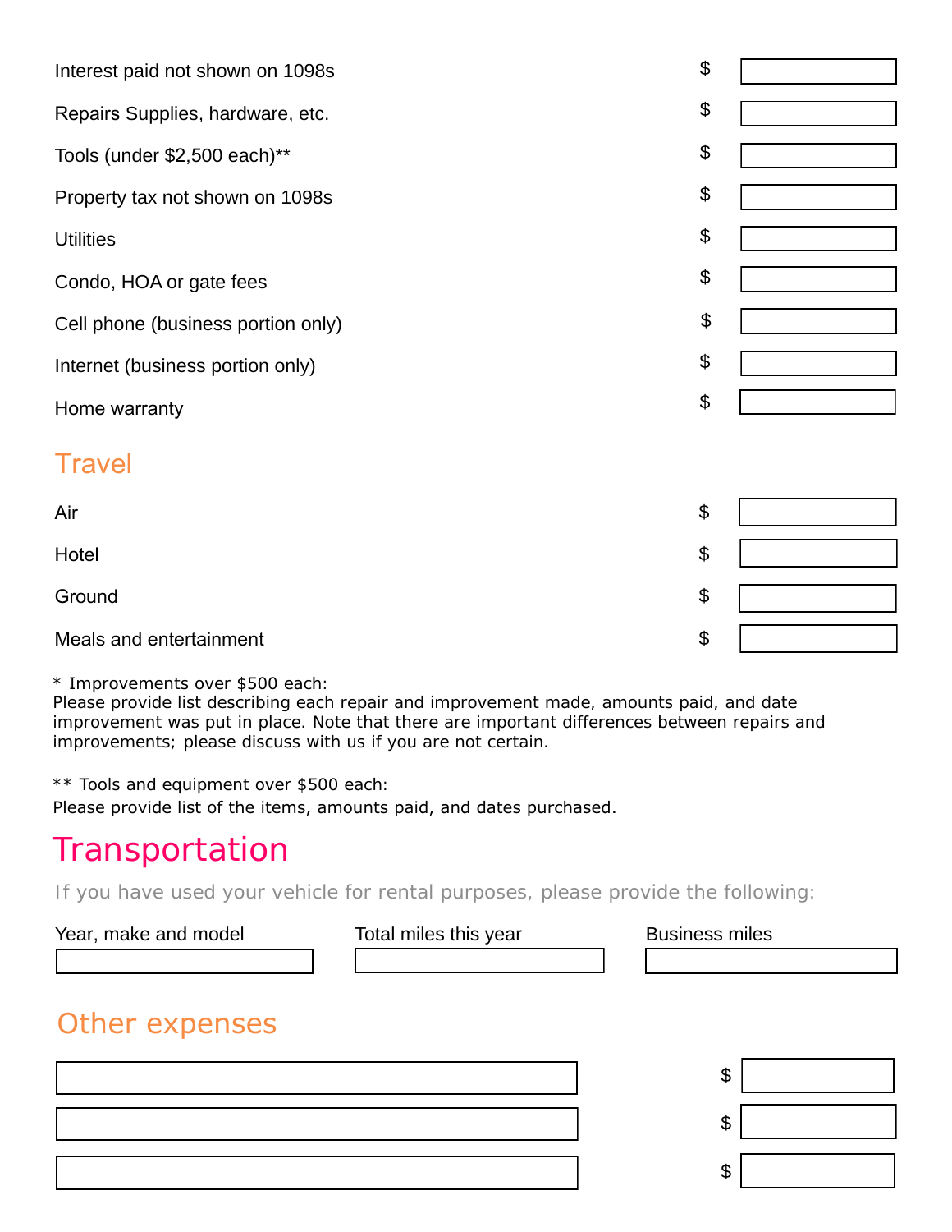| | |
|---|---|
| Interest paid not shown on 1098s | $ |
| Repairs Supplies, hardware, etc. | $ |
| Tools (under $2,500 each)** | $ |
| Property tax not shown on 1098s | $ |
| Utilities | $ |
| Condo, HOA or gate fees | $ |
| Cell phone (business portion only) | $ |
| Internet (business portion only) | $ |
| Home warranty | $ |

## Travel

| | |
|---|---|
| Air | $ |
| Hotel | $ |
| Ground | $ |
| Meals and entertainment | $ |

\* Improvements over $500 each:
Please provide list describing each repair and improvement made, amounts paid, and date improvement was put in place. Note that there are important differences between repairs and improvements; please discuss with us if you are not certain.

** Tools and equipment over $500 each:
Please provide list of the items, amounts paid, and dates purchased.

# Transportation

If you have used your vehicle for rental purposes, please provide the following:

| Year, make and model | Total miles this year | Business miles |
|---|---|---|
| | | |

## Other expenses

| | |
|---|---|
| | $ |
| | $ |
| | $ |